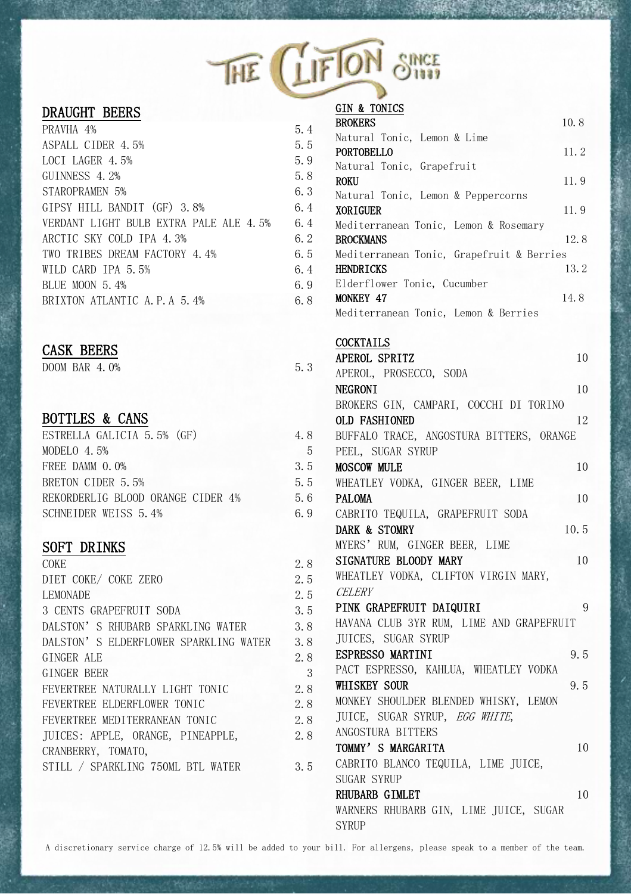# THE CLIFTON SINCE 1889

## DRAUGHT BEERS

| Item | Price |
|---|---|
| PRAVHA 4% | 5.4 |
| ASPALL CIDER 4.5% | 5.5 |
| LOCI LAGER 4.5% | 5.9 |
| GUINNESS 4.2% | 5.8 |
| STAROPRAMEN 5% | 6.3 |
| GIPSY HILL BANDIT (GF) 3.8% | 6.4 |
| VERDANT LIGHT BULB EXTRA PALE ALE 4.5% | 6.4 |
| ARCTIC SKY COLD IPA 4.3% | 6.2 |
| TWO TRIBES DREAM FACTORY 4.4% | 6.5 |
| WILD CARD IPA 5.5% | 6.4 |
| BLUE MOON 5.4% | 6.9 |
| BRIXTON ATLANTIC A.P.A 5.4% | 6.8 |

## CASK BEERS

| Item | Price |
|---|---|
| DOOM BAR 4.0% | 5.3 |

## BOTTLES & CANS

| Item | Price |
|---|---|
| ESTRELLA GALICIA 5.5% (GF) | 4.8 |
| MODELO 4.5% | 5 |
| FREE DAMM 0.0% | 3.5 |
| BRETON CIDER 5.5% | 5.5 |
| REKORDERLIG BLOOD ORANGE CIDER 4% | 5.6 |
| SCHNEIDER WEISS 5.4% | 6.9 |

## SOFT DRINKS

| Item | Price |
|---|---|
| COKE | 2.8 |
| DIET COKE/ COKE ZERO | 2.5 |
| LEMONADE | 2.5 |
| 3 CENTS GRAPEFRUIT SODA | 3.5 |
| DALSTON'S RHUBARB SPARKLING WATER | 3.8 |
| DALSTON'S ELDERFLOWER SPARKLING WATER | 3.8 |
| GINGER ALE | 2.8 |
| GINGER BEER | 3 |
| FEVERTREE NATURALLY LIGHT TONIC | 2.8 |
| FEVERTREE ELDERFLOWER TONIC | 2.8 |
| FEVERTREE MEDITERRANEAN TONIC | 2.8 |
| JUICES: APPLE, ORANGE, PINEAPPLE, CRANBERRY, TOMATO, | 2.8 |
| STILL / SPARKLING 750ML BTL WATER | 3.5 |

## GIN & TONICS

**BROKERS** 10.8
Natural Tonic, Lemon & Lime

**PORTOBELLO** 11.2
Natural Tonic, Grapefruit

**ROKU** 11.9
Natural Tonic, Lemon & Peppercorns

**XORIGUER** 11.9
Mediterranean Tonic, Lemon & Rosemary

**BROCKMANS** 12.8
Mediterranean Tonic, Grapefruit & Berries

**HENDRICKS** 13.2
Elderflower Tonic, Cucumber

**MONKEY 47** 14.8
Mediterranean Tonic, Lemon & Berries

## COCKTAILS

**APEROL SPRITZ** 10
APEROL, PROSECCO, SODA

**NEGRONI** 10
BROKERS GIN, CAMPARI, COCCHI DI TORINO

**OLD FASHIONED** 12
BUFFALO TRACE, ANGOSTURA BITTERS, ORANGE PEEL, SUGAR SYRUP

**MOSCOW MULE** 10
WHEATLEY VODKA, GINGER BEER, LIME

**PALOMA** 10
CABRITO TEQUILA, GRAPEFRUIT SODA

**DARK & STOMRY** 10.5
MYERS' RUM, GINGER BEER, LIME

**SIGNATURE BLOODY MARY** 10
WHEATLEY VODKA, CLIFTON VIRGIN MARY, *CELERY*

**PINK GRAPEFRUIT DAIQUIRI** 9
HAVANA CLUB 3YR RUM, LIME AND GRAPEFRUIT JUICES, SUGAR SYRUP

**ESPRESSO MARTINI** 9.5
PACT ESPRESSO, KAHLUA, WHEATLEY VODKA

**WHISKEY SOUR** 9.5
MONKEY SHOULDER BLENDED WHISKY, LEMON JUICE, SUGAR SYRUP, *EGG WHITE*, ANGOSTURA BITTERS

**TOMMY'S MARGARITA** 10
CABRITO BLANCO TEQUILA, LIME JUICE, SUGAR SYRUP

**RHUBARB GIMLET** 10
WARNERS RHUBARB GIN, LIME JUICE, SUGAR SYRUP

A discretionary service charge of 12.5% will be added to your bill. For allergens, please speak to a member of the team.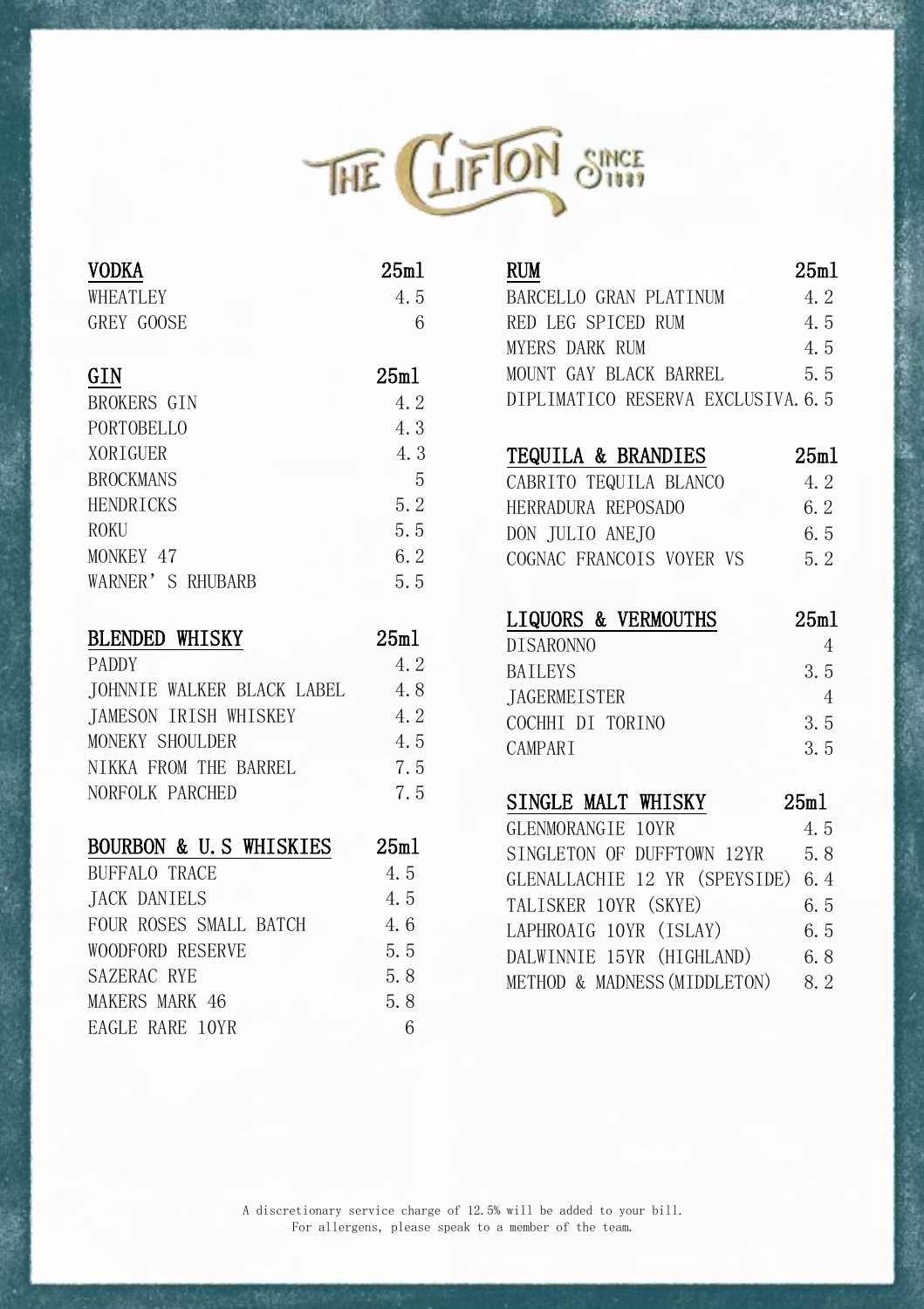# THE CLIFTON SINCE 1889

| VODKA | 25ml |
|---|---|
| WHEATLEY | 4.5 |
| GREY GOOSE | 6 |

| GIN | 25ml |
|---|---|
| BROKERS GIN | 4.2 |
| PORTOBELLO | 4.3 |
| XORIGUER | 4.3 |
| BROCKMANS | 5 |
| HENDRICKS | 5.2 |
| ROKU | 5.5 |
| MONKEY 47 | 6.2 |
| WARNER'S RHUBARB | 5.5 |

| BLENDED WHISKY | 25ml |
|---|---|
| PADDY | 4.2 |
| JOHNNIE WALKER BLACK LABEL | 4.8 |
| JAMESON IRISH WHISKEY | 4.2 |
| MONEKY SHOULDER | 4.5 |
| NIKKA FROM THE BARREL | 7.5 |
| NORFOLK PARCHED | 7.5 |

| BOURBON & U.S WHISKIES | 25ml |
|---|---|
| BUFFALO TRACE | 4.5 |
| JACK DANIELS | 4.5 |
| FOUR ROSES SMALL BATCH | 4.6 |
| WOODFORD RESERVE | 5.5 |
| SAZERAC RYE | 5.8 |
| MAKERS MARK 46 | 5.8 |
| EAGLE RARE 10YR | 6 |

| RUM | 25ml |
|---|---|
| BARCELLO GRAN PLATINUM | 4.2 |
| RED LEG SPICED RUM | 4.5 |
| MYERS DARK RUM | 4.5 |
| MOUNT GAY BLACK BARREL | 5.5 |
| DIPLIMATICO RESERVA EXCLUSIVA. | 6.5 |

| TEQUILA & BRANDIES | 25ml |
|---|---|
| CABRITO TEQUILA BLANCO | 4.2 |
| HERRADURA REPOSADO | 6.2 |
| DON JULIO ANEJO | 6.5 |
| COGNAC FRANCOIS VOYER VS | 5.2 |

| LIQUORS & VERMOUTHS | 25ml |
|---|---|
| DISARONNO | 4 |
| BAILEYS | 3.5 |
| JAGERMEISTER | 4 |
| COCHHI DI TORINO | 3.5 |
| CAMPARI | 3.5 |

| SINGLE MALT WHISKY | 25ml |
|---|---|
| GLENMORANGIE 10YR | 4.5 |
| SINGLETON OF DUFFTOWN 12YR | 5.8 |
| GLENALLACHIE 12 YR (SPEYSIDE) | 6.4 |
| TALISKER 10YR (SKYE) | 6.5 |
| LAPHROAIG 10YR (ISLAY) | 6.5 |
| DALWINNIE 15YR (HIGHLAND) | 6.8 |
| METHOD & MADNESS(MIDDLETON) | 8.2 |

A discretionary service charge of 12.5% will be added to your bill.
For allergens, please speak to a member of the team.